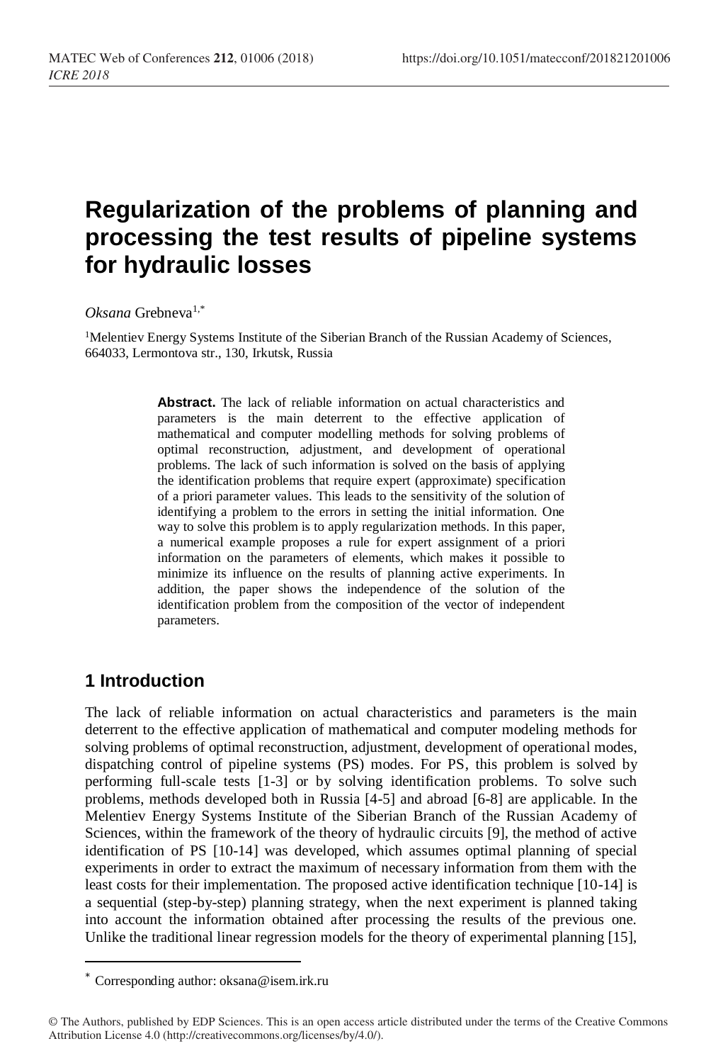# Regularization of the problems of planning and processing the test results of pipeline systems for hydraulic losses

*Oksana* Grebneva[1,*]

[1]Melentiev Energy Systems Institute of the Siberian Branch of the Russian Academy of Sciences, 664033, Lermontova str., 130, Irkutsk, Russia

**Abstract.** The lack of reliable information on actual characteristics and parameters is the main deterrent to the effective application of mathematical and computer modelling methods for solving problems of optimal reconstruction, adjustment, and development of operational problems. The lack of such information is solved on the basis of applying the identification problems that require expert (approximate) specification of a priori parameter values. This leads to the sensitivity of the solution of identifying a problem to the errors in setting the initial information. One way to solve this problem is to apply regularization methods. In this paper, a numerical example proposes a rule for expert assignment of a priori information on the parameters of elements, which makes it possible to minimize its influence on the results of planning active experiments. In addition, the paper shows the independence of the solution of the identification problem from the composition of the vector of independent parameters.

## 1 Introduction

The lack of reliable information on actual characteristics and parameters is the main deterrent to the effective application of mathematical and computer modeling methods for solving problems of optimal reconstruction, adjustment, development of operational modes, dispatching control of pipeline systems (PS) modes. For PS, this problem is solved by performing full-scale tests [1-3] or by solving identification problems. To solve such problems, methods developed both in Russia [4-5] and abroad [6-8] are applicable. In the Melentiev Energy Systems Institute of the Siberian Branch of the Russian Academy of Sciences, within the framework of the theory of hydraulic circuits [9], the method of active identification of PS [10-14] was developed, which assumes optimal planning of special experiments in order to extract the maximum of necessary information from them with the least costs for their implementation. The proposed active identification technique [10-14] is a sequential (step-by-step) planning strategy, when the next experiment is planned taking into account the information obtained after processing the results of the previous one. Unlike the traditional linear regression models for the theory of experimental planning [15],

* Corresponding author: oksana@isem.irk.ru

© The Authors, published by EDP Sciences. This is an open access article distributed under the terms of the Creative Commons Attribution License 4.0 (http://creativecommons.org/licenses/by/4.0/).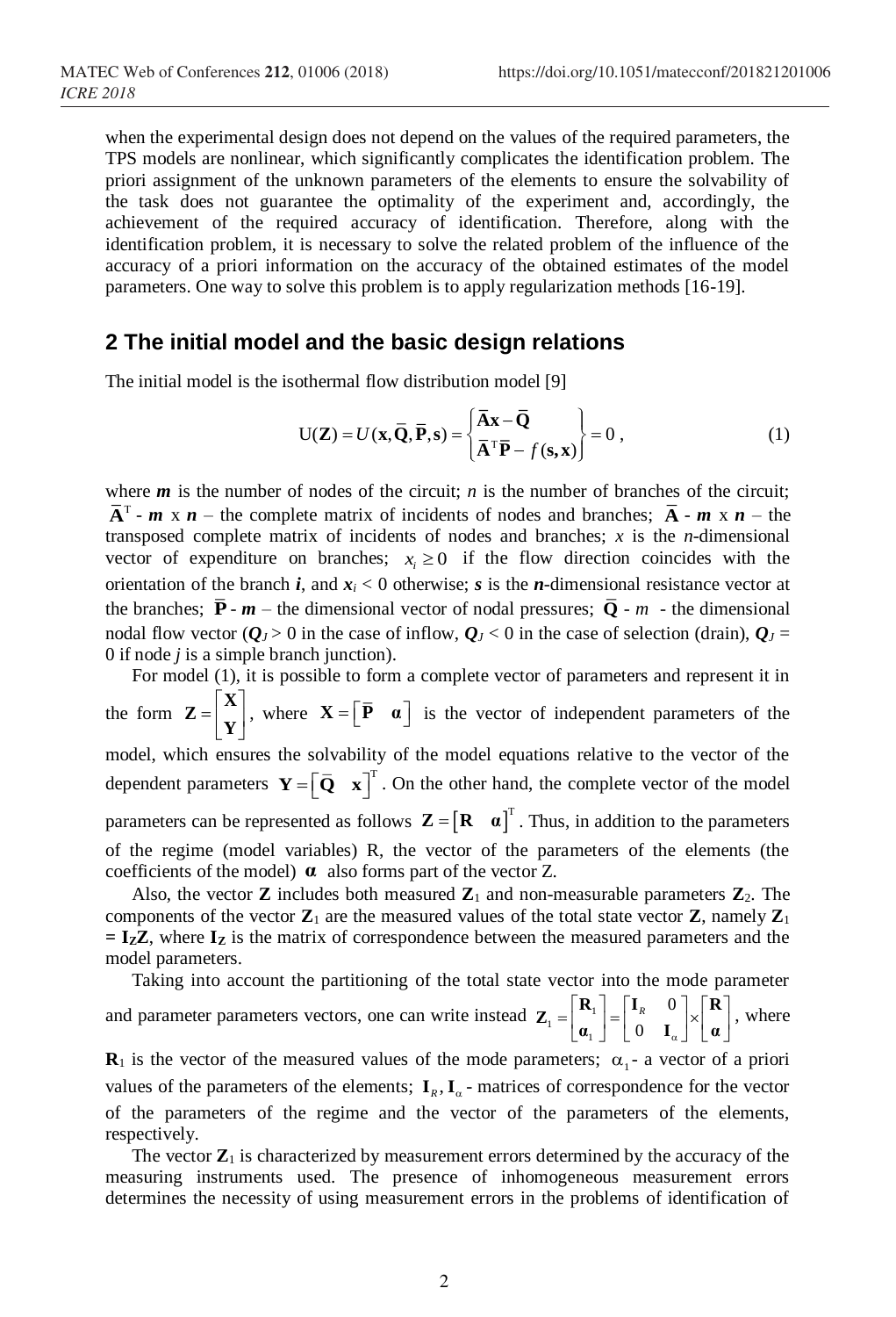when the experimental design does not depend on the values of the required parameters, the TPS models are nonlinear, which significantly complicates the identification problem. The priori assignment of the unknown parameters of the elements to ensure the solvability of the task does not guarantee the optimality of the experiment and, accordingly, the achievement of the required accuracy of identification. Therefore, along with the identification problem, it is necessary to solve the related problem of the influence of the accuracy of a priori information on the accuracy of the obtained estimates of the model parameters. One way to solve this problem is to apply regularization methods [16-19].

## 2 The initial model and the basic design relations

The initial model is the isothermal flow distribution model [9]

$$\mathrm{U}(\mathbf{Z}) = U(\mathbf{x}, \bar{\mathbf{Q}}, \bar{\mathbf{P}}, \mathbf{s}) = \begin{Bmatrix} \bar{\mathbf{A}}\mathbf{x} - \bar{\mathbf{Q}} \\ \bar{\mathbf{A}}^{\mathrm{T}}\bar{\mathbf{P}} - f(\mathbf{s}, \mathbf{x}) \end{Bmatrix} = 0\,, \tag{1}$$

where $\boldsymbol{m}$ is the number of nodes of the circuit; $n$ is the number of branches of the circuit; $\bar{\mathbf{A}}^{\mathrm{T}}$ - $\boldsymbol{m}$ x $\boldsymbol{n}$ – the complete matrix of incidents of nodes and branches; $\bar{\mathbf{A}}$ - $\boldsymbol{m}$ x $\boldsymbol{n}$ – the transposed complete matrix of incidents of nodes and branches; $x$ is the $n$-dimensional vector of expenditure on branches; $x_i \geq 0$ if the flow direction coincides with the orientation of the branch $\boldsymbol{i}$, and $\boldsymbol{x}_i < 0$ otherwise; $\boldsymbol{s}$ is the $\boldsymbol{n}$-dimensional resistance vector at the branches; $\bar{\mathbf{P}}$ - $\boldsymbol{m}$ – the dimensional vector of nodal pressures; $\bar{\mathbf{Q}}$ - $m$ - the dimensional nodal flow vector ($\boldsymbol{Q}_J > 0$ in the case of inflow, $\boldsymbol{Q}_J < 0$ in the case of selection (drain), $\boldsymbol{Q}_J = 0$ if node $j$ is a simple branch junction).

For model (1), it is possible to form a complete vector of parameters and represent it in the form $\mathbf{Z} = \begin{bmatrix} \mathbf{X} \\ \mathbf{Y} \end{bmatrix}$, where $\mathbf{X} = \begin{bmatrix} \bar{\mathbf{P}} & \boldsymbol{\alpha} \end{bmatrix}$ is the vector of independent parameters of the model, which ensures the solvability of the model equations relative to the vector of the dependent parameters $\mathbf{Y} = \begin{bmatrix} \bar{\mathbf{Q}} & \mathbf{x} \end{bmatrix}^{\mathrm{T}}$. On the other hand, the complete vector of the model parameters can be represented as follows $\mathbf{Z} = \begin{bmatrix} \mathbf{R} & \boldsymbol{\alpha} \end{bmatrix}^{\mathrm{T}}$. Thus, in addition to the parameters of the regime (model variables) R, the vector of the parameters of the elements (the coefficients of the model) $\boldsymbol{\alpha}$ also forms part of the vector Z.

Also, the vector $\mathbf{Z}$ includes both measured $\mathbf{Z}_1$ and non-measurable parameters $\mathbf{Z}_2$. The components of the vector $\mathbf{Z}_1$ are the measured values of the total state vector $\mathbf{Z}$, namely $\mathbf{Z}_1 = \mathbf{I}_Z\mathbf{Z}$, where $\mathbf{I}_Z$ is the matrix of correspondence between the measured parameters and the model parameters.

Taking into account the partitioning of the total state vector into the mode parameter and parameter parameters vectors, one can write instead $\mathbf{Z}_1 = \begin{bmatrix} \mathbf{R}_1 \\ \boldsymbol{\alpha}_1 \end{bmatrix} = \begin{bmatrix} \mathbf{I}_R & 0 \\ 0 & \mathbf{I}_\alpha \end{bmatrix} \times \begin{bmatrix} \mathbf{R} \\ \boldsymbol{\alpha} \end{bmatrix}$, where $\mathbf{R}_1$ is the vector of the measured values of the mode parameters; $\alpha_1$ - a vector of a priori values of the parameters of the elements; $\mathbf{I}_R, \mathbf{I}_\alpha$ - matrices of correspondence for the vector of the parameters of the regime and the vector of the parameters of the elements, respectively.

The vector $\mathbf{Z}_1$ is characterized by measurement errors determined by the accuracy of the measuring instruments used. The presence of inhomogeneous measurement errors determines the necessity of using measurement errors in the problems of identification of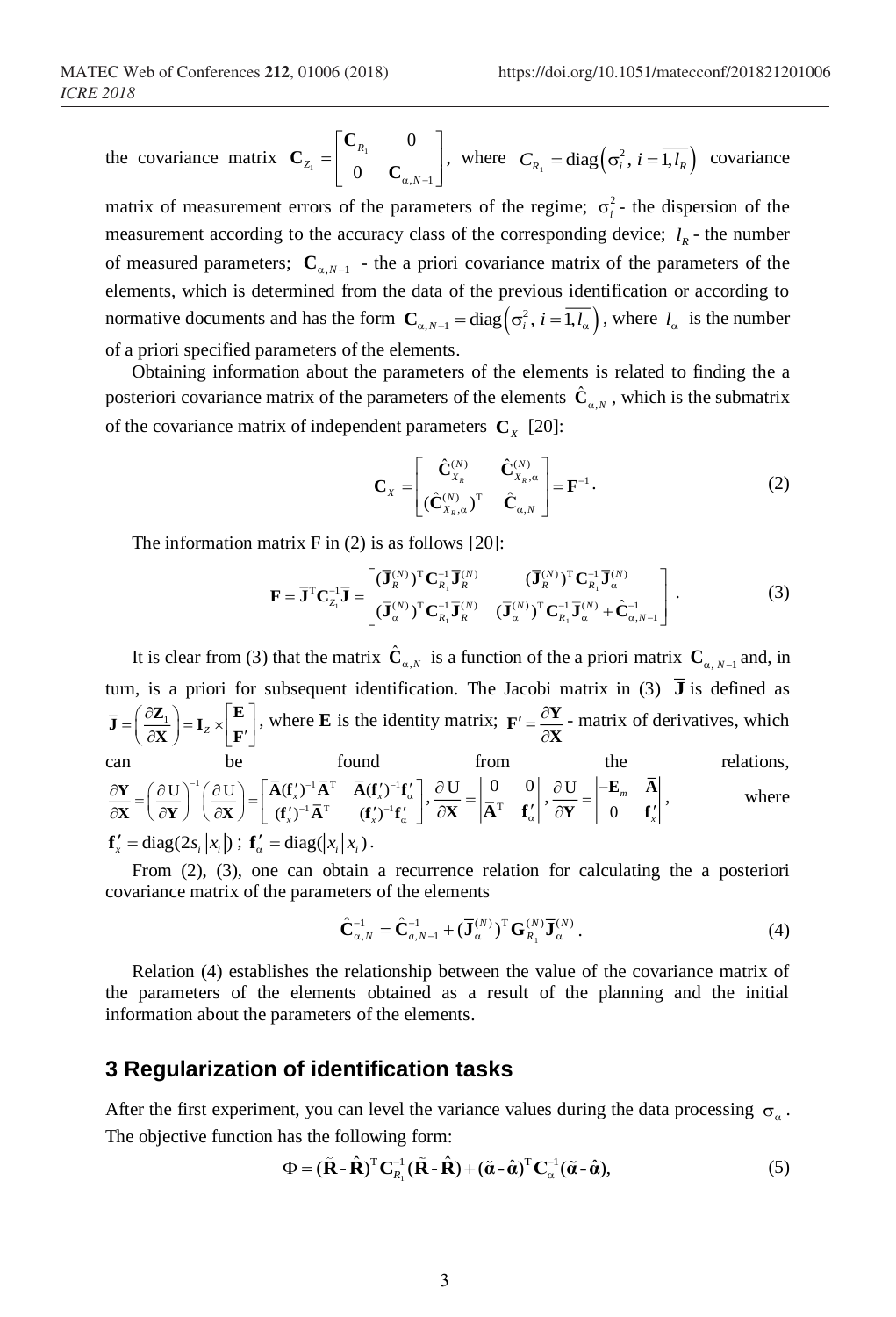the covariance matrix $\mathbf{C}_{Z_1} = \begin{bmatrix} \mathbf{C}_{R_1} & 0 \\ 0 & \mathbf{C}_{\alpha,N-1} \end{bmatrix}$, where $C_{R_1} = \operatorname{diag}\left(\sigma_i^2,\ i = \overline{1, l_R}\right)$ covariance matrix of measurement errors of the parameters of the regime; $\sigma_i^2$ - the dispersion of the measurement according to the accuracy class of the corresponding device; $l_R$ - the number of measured parameters; $\mathbf{C}_{\alpha,N-1}$ - the a priori covariance matrix of the parameters of the elements, which is determined from the data of the previous identification or according to normative documents and has the form $\mathbf{C}_{\alpha,N-1} = \operatorname{diag}\left(\sigma_i^2,\ i = \overline{1, l_\alpha}\right)$, where $l_\alpha$ is the number of a priori specified parameters of the elements.

Obtaining information about the parameters of the elements is related to finding the a posteriori covariance matrix of the parameters of the elements $\hat{\mathbf{C}}_{\alpha,N}$, which is the submatrix of the covariance matrix of independent parameters $\mathbf{C}_X$ [20]:

$$\mathbf{C}_X = \begin{bmatrix} \hat{\mathbf{C}}_{X_R}^{(N)} & \hat{\mathbf{C}}_{X_R,\alpha}^{(N)} \\ (\hat{\mathbf{C}}_{X_R,\alpha}^{(N)})^{\mathrm{T}} & \hat{\mathbf{C}}_{\alpha,N} \end{bmatrix} = \mathbf{F}^{-1}. \tag{2}$$

The information matrix F in (2) is as follows [20]:

$$\mathbf{F} = \overline{\mathbf{J}}^{\mathrm{T}} \mathbf{C}_{Z_1}^{-1} \overline{\mathbf{J}} = \begin{bmatrix} (\overline{\mathbf{J}}_R^{(N)})^{\mathrm{T}} \mathbf{C}_{R_1}^{-1} \overline{\mathbf{J}}_R^{(N)} & (\overline{\mathbf{J}}_R^{(N)})^{\mathrm{T}} \mathbf{C}_{R_1}^{-1} \overline{\mathbf{J}}_\alpha^{(N)} \\ (\overline{\mathbf{J}}_\alpha^{(N)})^{\mathrm{T}} \mathbf{C}_{R_1}^{-1} \overline{\mathbf{J}}_R^{(N)} & (\overline{\mathbf{J}}_\alpha^{(N)})^{\mathrm{T}} \mathbf{C}_{R_1}^{-1} \overline{\mathbf{J}}_\alpha^{(N)} + \hat{\mathbf{C}}_{\alpha,N-1}^{-1} \end{bmatrix}. \tag{3}$$

It is clear from (3) that the matrix $\hat{\mathbf{C}}_{\alpha,N}$ is a function of the a priori matrix $\mathbf{C}_{\alpha,\,N-1}$ and, in turn, is a priori for subsequent identification. The Jacobi matrix in (3) $\overline{\mathbf{J}}$ is defined as $\overline{\mathbf{J}} = \left(\dfrac{\partial \mathbf{Z}_1}{\partial \mathbf{X}}\right) = \mathbf{I}_Z \times \begin{bmatrix} \mathbf{E} \\ \mathbf{F}' \end{bmatrix}$, where $\mathbf{E}$ is the identity matrix; $\mathbf{F}' = \dfrac{\partial \mathbf{Y}}{\partial \mathbf{X}}$ - matrix of derivatives, which can be found from the relations, $\dfrac{\partial \mathbf{Y}}{\partial \mathbf{X}} = \left(\dfrac{\partial \mathrm{U}}{\partial \mathbf{Y}}\right)^{-1} \left(\dfrac{\partial \mathrm{U}}{\partial \mathbf{X}}\right) = \begin{bmatrix} \overline{\mathbf{A}}(\mathbf{f}_x')^{-1} \overline{\mathbf{A}}^{\mathrm{T}} & \overline{\mathbf{A}}(\mathbf{f}_x')^{-1} \mathbf{f}_\alpha' \\ (\mathbf{f}_x')^{-1} \overline{\mathbf{A}}^{\mathrm{T}} & (\mathbf{f}_x')^{-1} \mathbf{f}_\alpha' \end{bmatrix}, \dfrac{\partial \mathrm{U}}{\partial \mathbf{X}} = \begin{vmatrix} 0 & 0 \\ \overline{\mathbf{A}}^{\mathrm{T}} & \mathbf{f}_\alpha' \end{vmatrix}, \dfrac{\partial \mathrm{U}}{\partial \mathbf{Y}} = \begin{vmatrix} -\mathbf{E}_m & \overline{\mathbf{A}} \\ 0 & \mathbf{f}_x' \end{vmatrix}$, where $\mathbf{f}_x' = \operatorname{diag}(2 s_i |x_i|)$; $\mathbf{f}_\alpha' = \operatorname{diag}(|x_i| x_i)$.

From (2), (3), one can obtain a recurrence relation for calculating the a posteriori covariance matrix of the parameters of the elements

$$\hat{\mathbf{C}}_{\alpha,N}^{-1} = \hat{\mathbf{C}}_{a,N-1}^{-1} + (\overline{\mathbf{J}}_\alpha^{(N)})^{\mathrm{T}} \mathbf{G}_{R_1}^{(N)} \overline{\mathbf{J}}_\alpha^{(N)}. \tag{4}$$

Relation (4) establishes the relationship between the value of the covariance matrix of the parameters of the elements obtained as a result of the planning and the initial information about the parameters of the elements.

## 3 Regularization of identification tasks

After the first experiment, you can level the variance values during the data processing $\sigma_\alpha$. The objective function has the following form:

$$\Phi = (\tilde{\mathbf{R}} - \hat{\mathbf{R}})^{\mathrm{T}} \mathbf{C}_{R_1}^{-1} (\tilde{\mathbf{R}} - \hat{\mathbf{R}}) + (\tilde{\boldsymbol{\alpha}} - \hat{\boldsymbol{\alpha}})^{\mathrm{T}} \mathbf{C}_\alpha^{-1} (\tilde{\boldsymbol{\alpha}} - \hat{\boldsymbol{\alpha}}), \tag{5}$$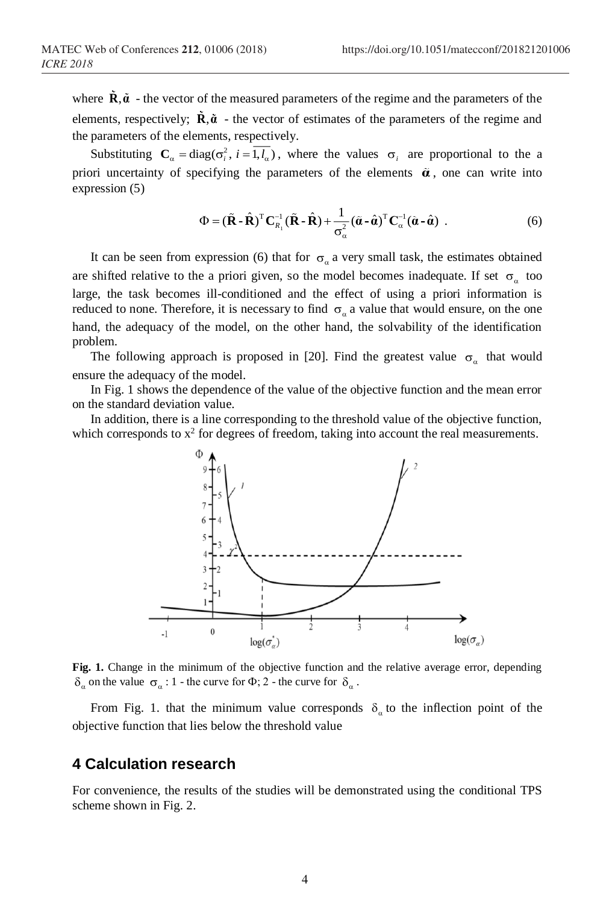where $\tilde{\mathbf{R}}, \tilde{\boldsymbol{\alpha}}$ - the vector of the measured parameters of the regime and the parameters of the elements, respectively; $\hat{\mathbf{R}}, \hat{\boldsymbol{\alpha}}$ - the vector of estimates of the parameters of the regime and the parameters of the elements, respectively.

Substituting $\mathbf{C}_\alpha = \text{diag}(\sigma_i^2,\ i = \overline{1, l_\alpha})$, where the values $\sigma_i$ are proportional to the a priori uncertainty of specifying the parameters of the elements $\tilde{\boldsymbol{\alpha}}$, one can write into expression (5)

$$\Phi = (\tilde{\mathbf{R}} - \hat{\mathbf{R}})^{\mathrm{T}} \mathbf{C}_{R_1}^{-1} (\tilde{\mathbf{R}} - \hat{\mathbf{R}}) + \frac{1}{\sigma_\alpha^2} (\tilde{\boldsymbol{\alpha}} - \hat{\boldsymbol{\alpha}})^{\mathrm{T}} \mathbf{C}_\alpha^{-1} (\tilde{\boldsymbol{\alpha}} - \hat{\boldsymbol{\alpha}}) \ . \tag{6}$$

It can be seen from expression (6) that for $\sigma_\alpha$ a very small task, the estimates obtained are shifted relative to the a priori given, so the model becomes inadequate. If set $\sigma_\alpha$ too large, the task becomes ill-conditioned and the effect of using a priori information is reduced to none. Therefore, it is necessary to find $\sigma_\alpha$ a value that would ensure, on the one hand, the adequacy of the model, on the other hand, the solvability of the identification problem.

The following approach is proposed in [20]. Find the greatest value $\sigma_\alpha$ that would ensure the adequacy of the model.

In Fig. 1 shows the dependence of the value of the objective function and the mean error on the standard deviation value.

In addition, there is a line corresponding to the threshold value of the objective function, which corresponds to $x^2$ for degrees of freedom, taking into account the real measurements.

**Fig. 1.** Change in the minimum of the objective function and the relative average error, depending $\delta_\alpha$ on the value $\sigma_\alpha$ : 1 - the curve for $\Phi$; 2 - the curve for $\delta_\alpha$.

From Fig. 1. that the minimum value corresponds $\delta_\alpha$ to the inflection point of the objective function that lies below the threshold value

## 4 Calculation research

For convenience, the results of the studies will be demonstrated using the conditional TPS scheme shown in Fig. 2.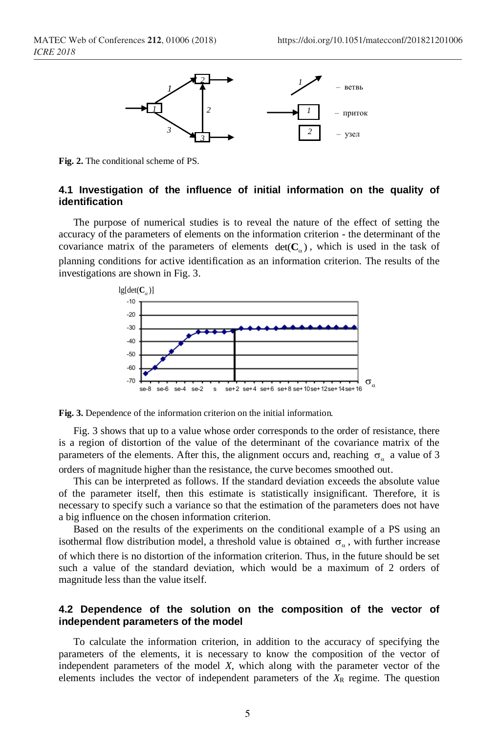Fig. 2. The conditional scheme of PS.

### 4.1 Investigation of the influence of initial information on the quality of identification

The purpose of numerical studies is to reveal the nature of the effect of setting the accuracy of the parameters of elements on the information criterion - the determinant of the covariance matrix of the parameters of elements $\det(\mathbf{C}_\alpha)$, which is used in the task of planning conditions for active identification as an information criterion. The results of the investigations are shown in Fig. 3.

**Fig. 3.** Dependence of the information criterion on the initial information.

Fig. 3 shows that up to a value whose order corresponds to the order of resistance, there is a region of distortion of the value of the determinant of the covariance matrix of the parameters of the elements. After this, the alignment occurs and, reaching $\sigma_\alpha$ a value of 3 orders of magnitude higher than the resistance, the curve becomes smoothed out.

This can be interpreted as follows. If the standard deviation exceeds the absolute value of the parameter itself, then this estimate is statistically insignificant. Therefore, it is necessary to specify such a variance so that the estimation of the parameters does not have a big influence on the chosen information criterion.

Based on the results of the experiments on the conditional example of a PS using an isothermal flow distribution model, a threshold value is obtained $\sigma_\alpha$, with further increase of which there is no distortion of the information criterion. Thus, in the future should be set such a value of the standard deviation, which would be a maximum of 2 orders of magnitude less than the value itself.

### 4.2 Dependence of the solution on the composition of the vector of independent parameters of the model

To calculate the information criterion, in addition to the accuracy of specifying the parameters of the elements, it is necessary to know the composition of the vector of independent parameters of the model *X*, which along with the parameter vector of the elements includes the vector of independent parameters of the $X_R$ regime. The question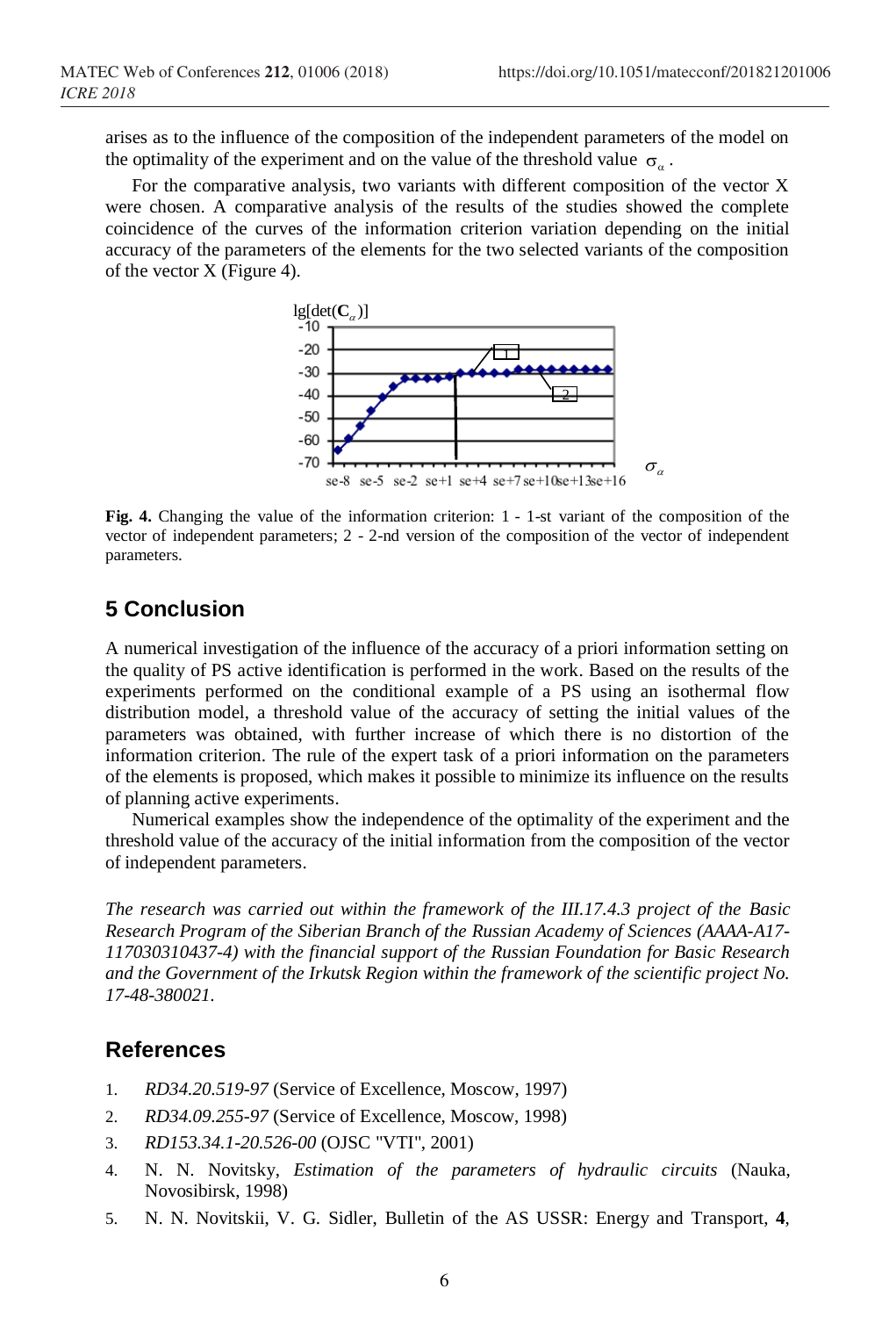arises as to the influence of the composition of the independent parameters of the model on the optimality of the experiment and on the value of the threshold value $\sigma_\alpha$.

For the comparative analysis, two variants with different composition of the vector X were chosen. A comparative analysis of the results of the studies showed the complete coincidence of the curves of the information criterion variation depending on the initial accuracy of the parameters of the elements for the two selected variants of the composition of the vector X (Figure 4).

**Fig. 4.** Changing the value of the information criterion: 1 - 1-st variant of the composition of the vector of independent parameters; 2 - 2-nd version of the composition of the vector of independent parameters.

## 5 Conclusion

A numerical investigation of the influence of the accuracy of a priori information setting on the quality of PS active identification is performed in the work. Based on the results of the experiments performed on the conditional example of a PS using an isothermal flow distribution model, a threshold value of the accuracy of setting the initial values of the parameters was obtained, with further increase of which there is no distortion of the information criterion. The rule of the expert task of a priori information on the parameters of the elements is proposed, which makes it possible to minimize its influence on the results of planning active experiments.

Numerical examples show the independence of the optimality of the experiment and the threshold value of the accuracy of the initial information from the composition of the vector of independent parameters.

*The research was carried out within the framework of the III.17.4.3 project of the Basic Research Program of the Siberian Branch of the Russian Academy of Sciences (AAAA-A17-117030310437-4) with the financial support of the Russian Foundation for Basic Research and the Government of the Irkutsk Region within the framework of the scientific project No. 17-48-380021.*

## References

1. *RD34.20.519-97* (Service of Excellence, Moscow, 1997)
2. *RD34.09.255-97* (Service of Excellence, Moscow, 1998)
3. *RD153.34.1-20.526-00* (OJSC "VTI", 2001)
4. N. N. Novitsky, *Estimation of the parameters of hydraulic circuits* (Nauka, Novosibirsk, 1998)
5. N. N. Novitskii, V. G. Sidler, Bulletin of the AS USSR: Energy and Transport, **4**,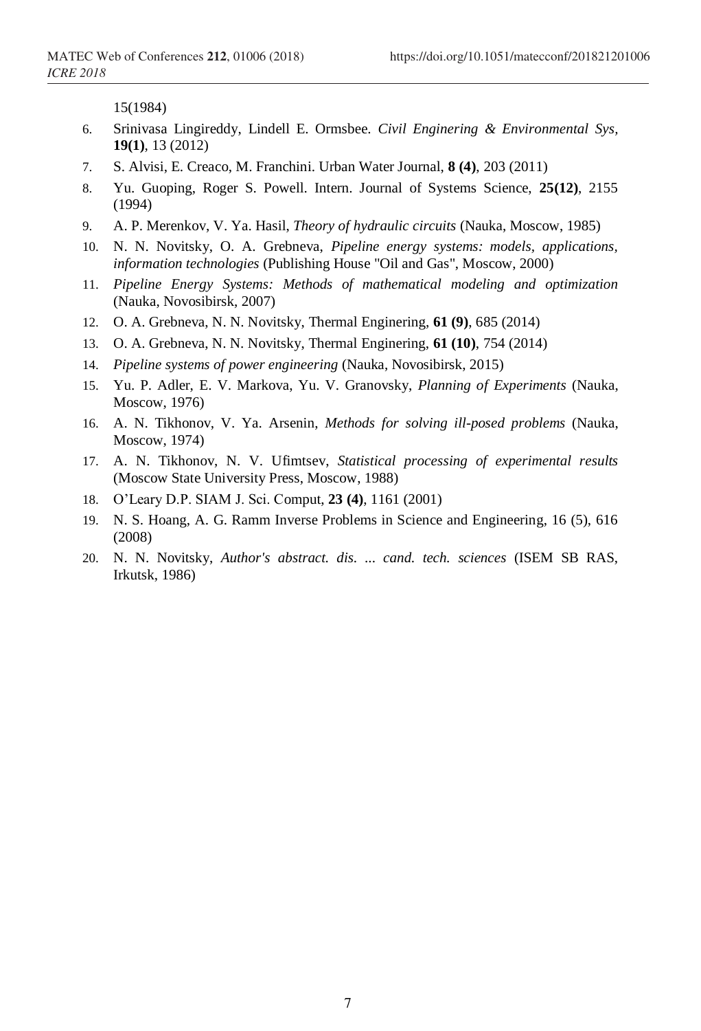15(1984)

6. Srinivasa Lingireddy, Lindell E. Ormsbee. *Civil Enginering & Environmental Sys*, **19(1)**, 13 (2012)
7. S. Alvisi, E. Creaco, M. Franchini. Urban Water Journal, **8 (4)**, 203 (2011)
8. Yu. Guoping, Roger S. Powell. Intern. Journal of Systems Science, **25(12)**, 2155 (1994)
9. A. P. Merenkov, V. Ya. Hasil, *Theory of hydraulic circuits* (Nauka, Moscow, 1985)
10. N. N. Novitsky, O. A. Grebneva, *Pipeline energy systems: models, applications, information technologies* (Publishing House "Oil and Gas", Moscow, 2000)
11. *Pipeline Energy Systems: Methods of mathematical modeling and optimization* (Nauka, Novosibirsk, 2007)
12. O. A. Grebneva, N. N. Novitsky, Thermal Enginering, **61 (9)**, 685 (2014)
13. O. A. Grebneva, N. N. Novitsky, Thermal Enginering, **61 (10)**, 754 (2014)
14. *Pipeline systems of power engineering* (Nauka, Novosibirsk, 2015)
15. Yu. P. Adler, E. V. Markova, Yu. V. Granovsky, *Planning of Experiments* (Nauka, Moscow, 1976)
16. A. N. Tikhonov, V. Ya. Arsenin, *Methods for solving ill-posed problems* (Nauka, Moscow, 1974)
17. A. N. Tikhonov, N. V. Ufimtsev, *Statistical processing of experimental results* (Moscow State University Press, Moscow, 1988)
18. O'Leary D.P. SIAM J. Sci. Comput, **23 (4)**, 1161 (2001)
19. N. S. Hoang, A. G. Ramm Inverse Problems in Science and Engineering, 16 (5), 616 (2008)
20. N. N. Novitsky, *Author's abstract. dis. ... cand. tech. sciences* (ISEM SB RAS, Irkutsk, 1986)